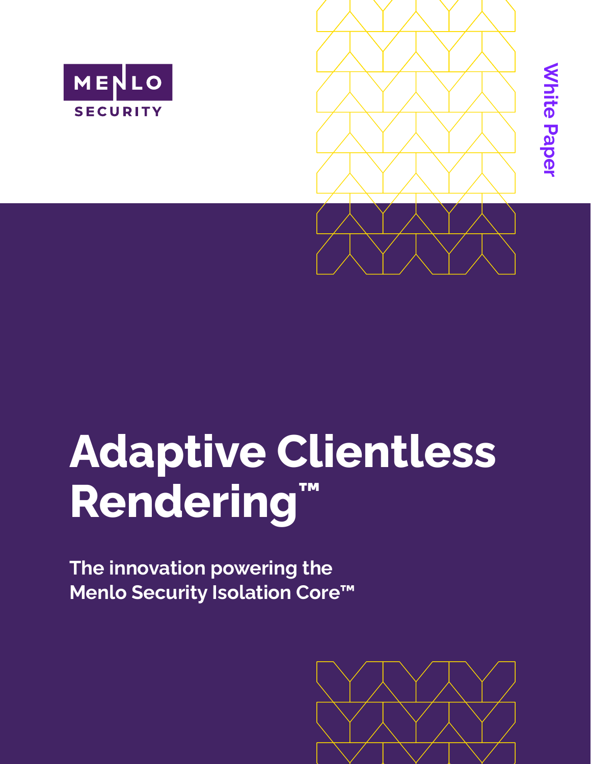MENLO SECURITY

White Paper

# Adaptive Clientless Rendering™

## The innovation powering the Menlo Security Isolation Core™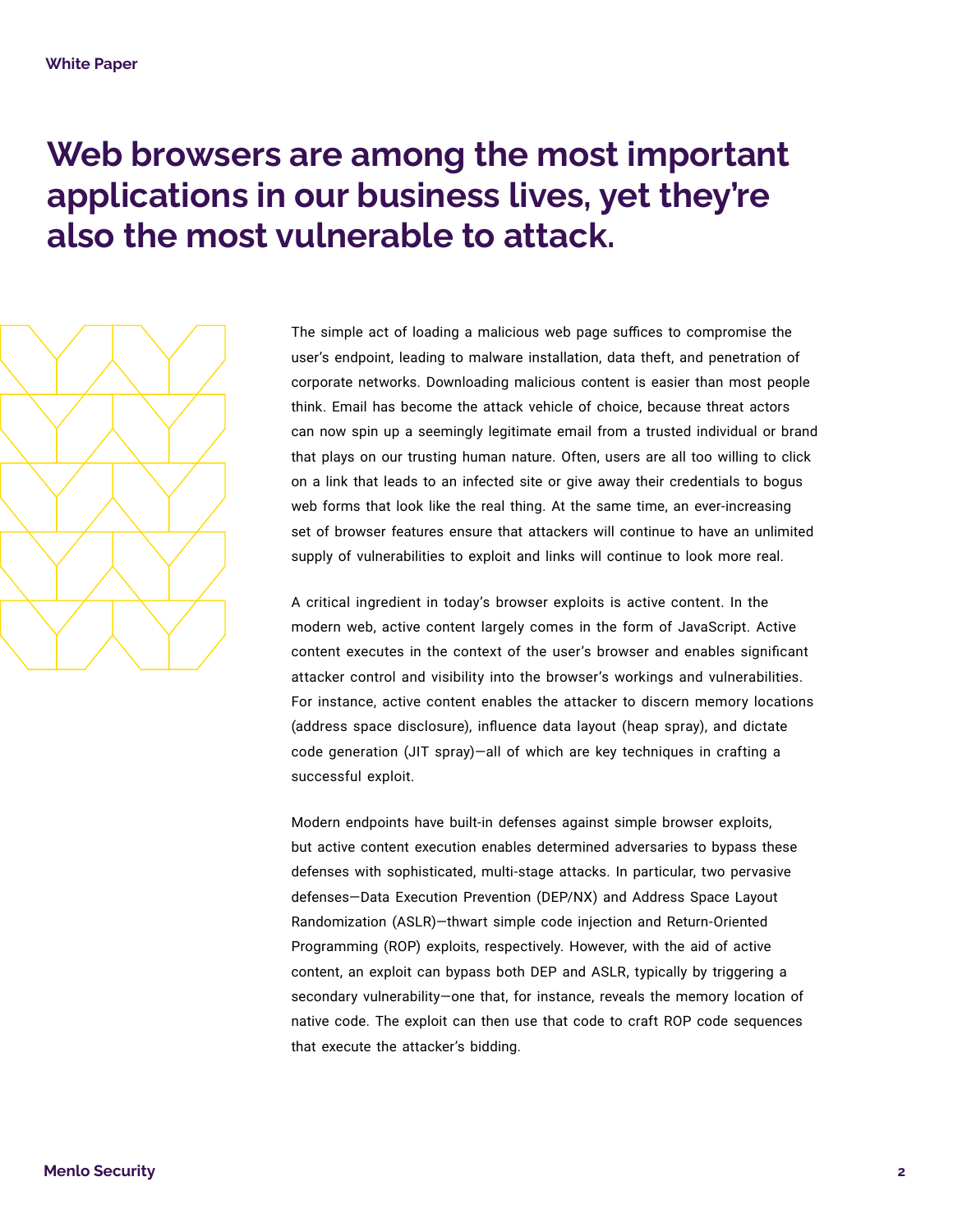# Web browsers are among the most important applications in our business lives, yet they're also the most vulnerable to attack.

The simple act of loading a malicious web page suffices to compromise the user's endpoint, leading to malware installation, data theft, and penetration of corporate networks. Downloading malicious content is easier than most people think. Email has become the attack vehicle of choice, because threat actors can now spin up a seemingly legitimate email from a trusted individual or brand that plays on our trusting human nature. Often, users are all too willing to click on a link that leads to an infected site or give away their credentials to bogus web forms that look like the real thing. At the same time, an ever-increasing set of browser features ensure that attackers will continue to have an unlimited supply of vulnerabilities to exploit and links will continue to look more real.

A critical ingredient in today's browser exploits is active content. In the modern web, active content largely comes in the form of JavaScript. Active content executes in the context of the user's browser and enables significant attacker control and visibility into the browser's workings and vulnerabilities. For instance, active content enables the attacker to discern memory locations (address space disclosure), influence data layout (heap spray), and dictate code generation (JIT spray)—all of which are key techniques in crafting a successful exploit.

Modern endpoints have built-in defenses against simple browser exploits, but active content execution enables determined adversaries to bypass these defenses with sophisticated, multi-stage attacks. In particular, two pervasive defenses—Data Execution Prevention (DEP/NX) and Address Space Layout Randomization (ASLR)—thwart simple code injection and Return-Oriented Programming (ROP) exploits, respectively. However, with the aid of active content, an exploit can bypass both DEP and ASLR, typically by triggering a secondary vulnerability—one that, for instance, reveals the memory location of native code. The exploit can then use that code to craft ROP code sequences that execute the attacker's bidding.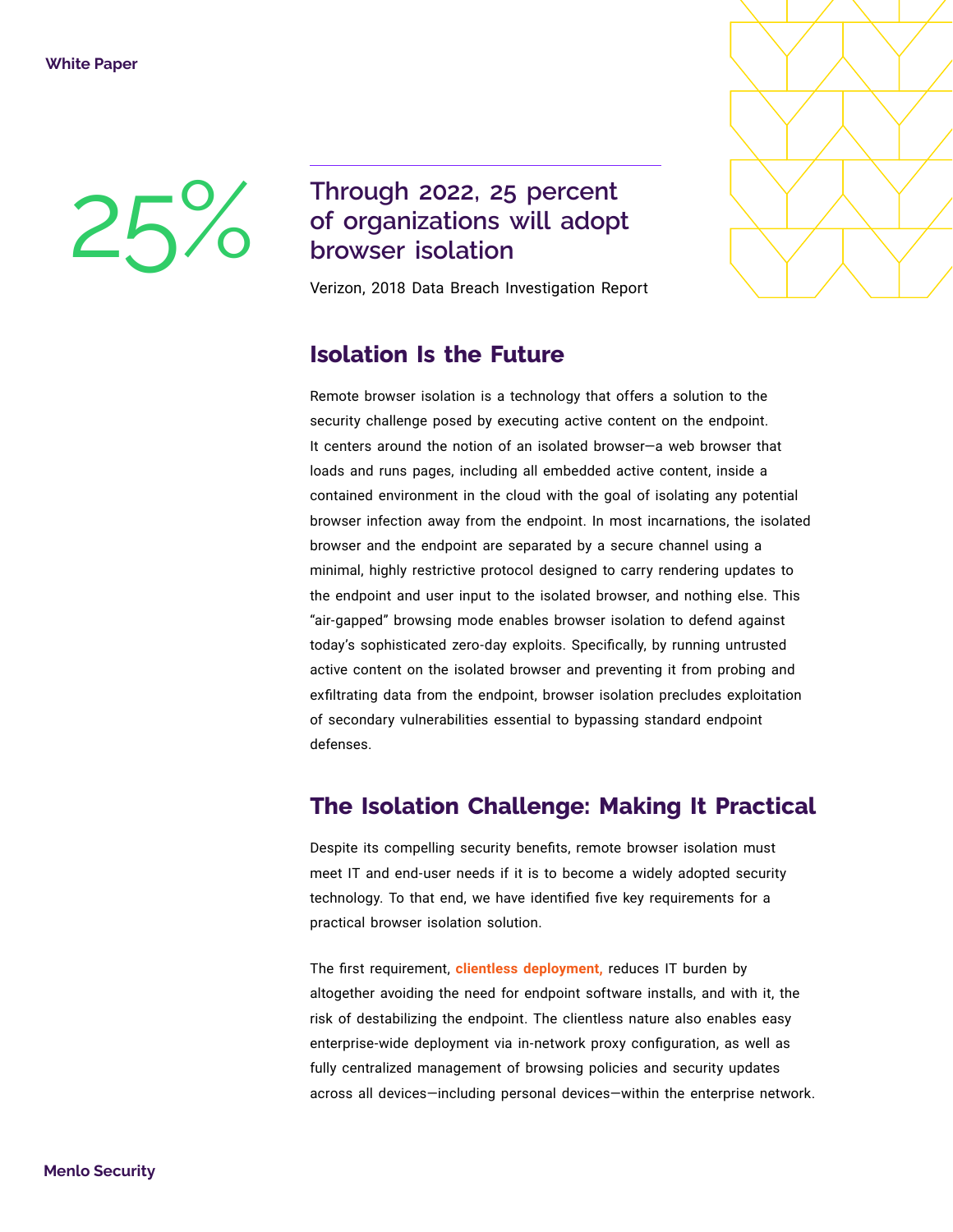25%

Through 2022, 25 percent of organizations will adopt browser isolation

Verizon, 2018 Data Breach Investigation Report

## Isolation Is the Future

Remote browser isolation is a technology that offers a solution to the security challenge posed by executing active content on the endpoint. It centers around the notion of an isolated browser—a web browser that loads and runs pages, including all embedded active content, inside a contained environment in the cloud with the goal of isolating any potential browser infection away from the endpoint. In most incarnations, the isolated browser and the endpoint are separated by a secure channel using a minimal, highly restrictive protocol designed to carry rendering updates to the endpoint and user input to the isolated browser, and nothing else. This "air-gapped" browsing mode enables browser isolation to defend against today's sophisticated zero-day exploits. Specifically, by running untrusted active content on the isolated browser and preventing it from probing and exfiltrating data from the endpoint, browser isolation precludes exploitation of secondary vulnerabilities essential to bypassing standard endpoint defenses.

## The Isolation Challenge: Making It Practical

Despite its compelling security benefits, remote browser isolation must meet IT and end-user needs if it is to become a widely adopted security technology. To that end, we have identified five key requirements for a practical browser isolation solution.

The first requirement, **clientless deployment,** reduces IT burden by altogether avoiding the need for endpoint software installs, and with it, the risk of destabilizing the endpoint. The clientless nature also enables easy enterprise-wide deployment via in-network proxy configuration, as well as fully centralized management of browsing policies and security updates across all devices—including personal devices—within the enterprise network.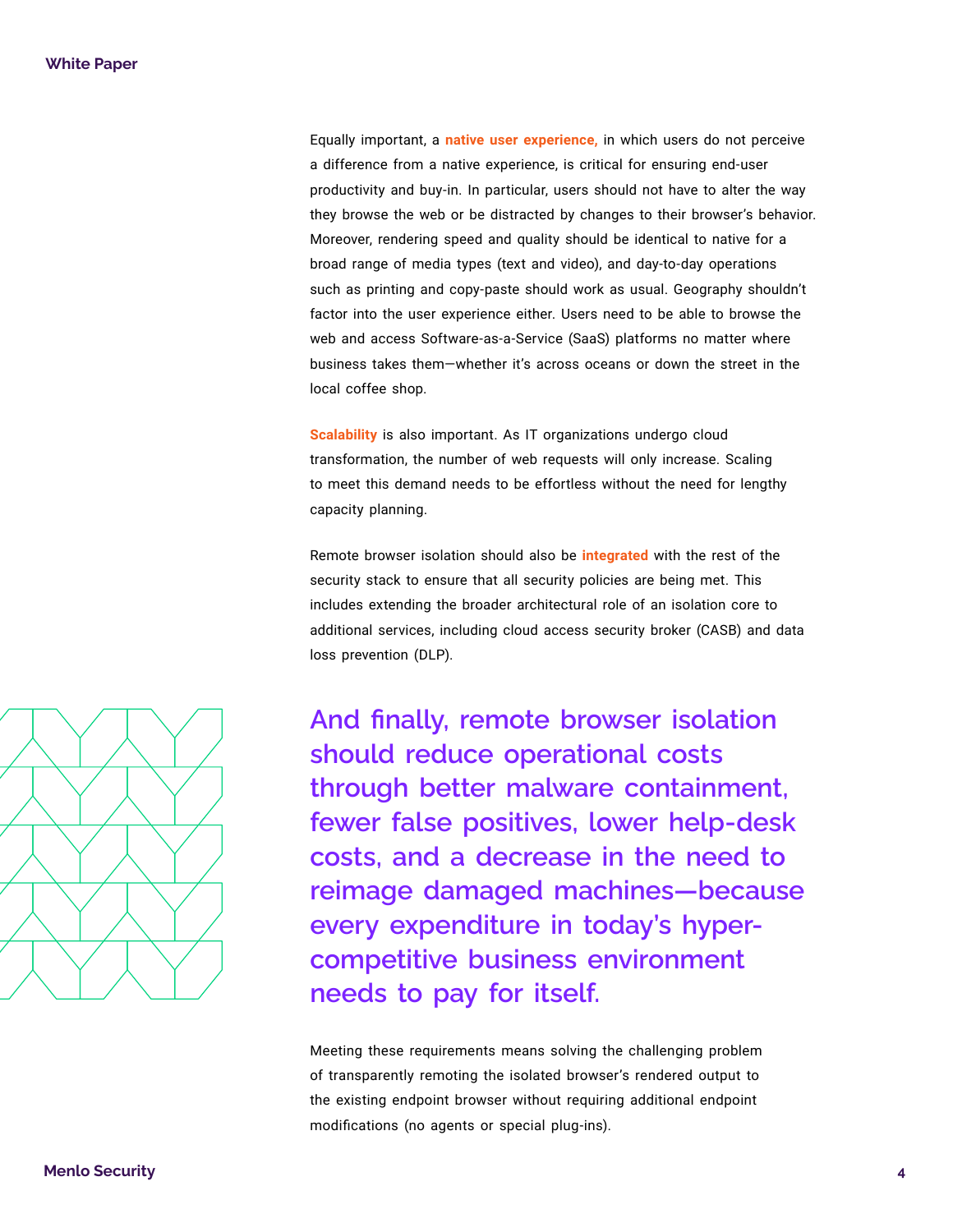Equally important, a **native user experience,** in which users do not perceive a difference from a native experience, is critical for ensuring end-user productivity and buy-in. In particular, users should not have to alter the way they browse the web or be distracted by changes to their browser's behavior. Moreover, rendering speed and quality should be identical to native for a broad range of media types (text and video), and day-to-day operations such as printing and copy-paste should work as usual. Geography shouldn't factor into the user experience either. Users need to be able to browse the web and access Software-as-a-Service (SaaS) platforms no matter where business takes them—whether it's across oceans or down the street in the local coffee shop.

**Scalability** is also important. As IT organizations undergo cloud transformation, the number of web requests will only increase. Scaling to meet this demand needs to be effortless without the need for lengthy capacity planning.

Remote browser isolation should also be **integrated** with the rest of the security stack to ensure that all security policies are being met. This includes extending the broader architectural role of an isolation core to additional services, including cloud access security broker (CASB) and data loss prevention (DLP).

**And finally, remote browser isolation should reduce operational costs through better malware containment, fewer false positives, lower help-desk costs, and a decrease in the need to reimage damaged machines—because every expenditure in today's hyper-competitive business environment needs to pay for itself.**

Meeting these requirements means solving the challenging problem of transparently remoting the isolated browser's rendered output to the existing endpoint browser without requiring additional endpoint modifications (no agents or special plug-ins).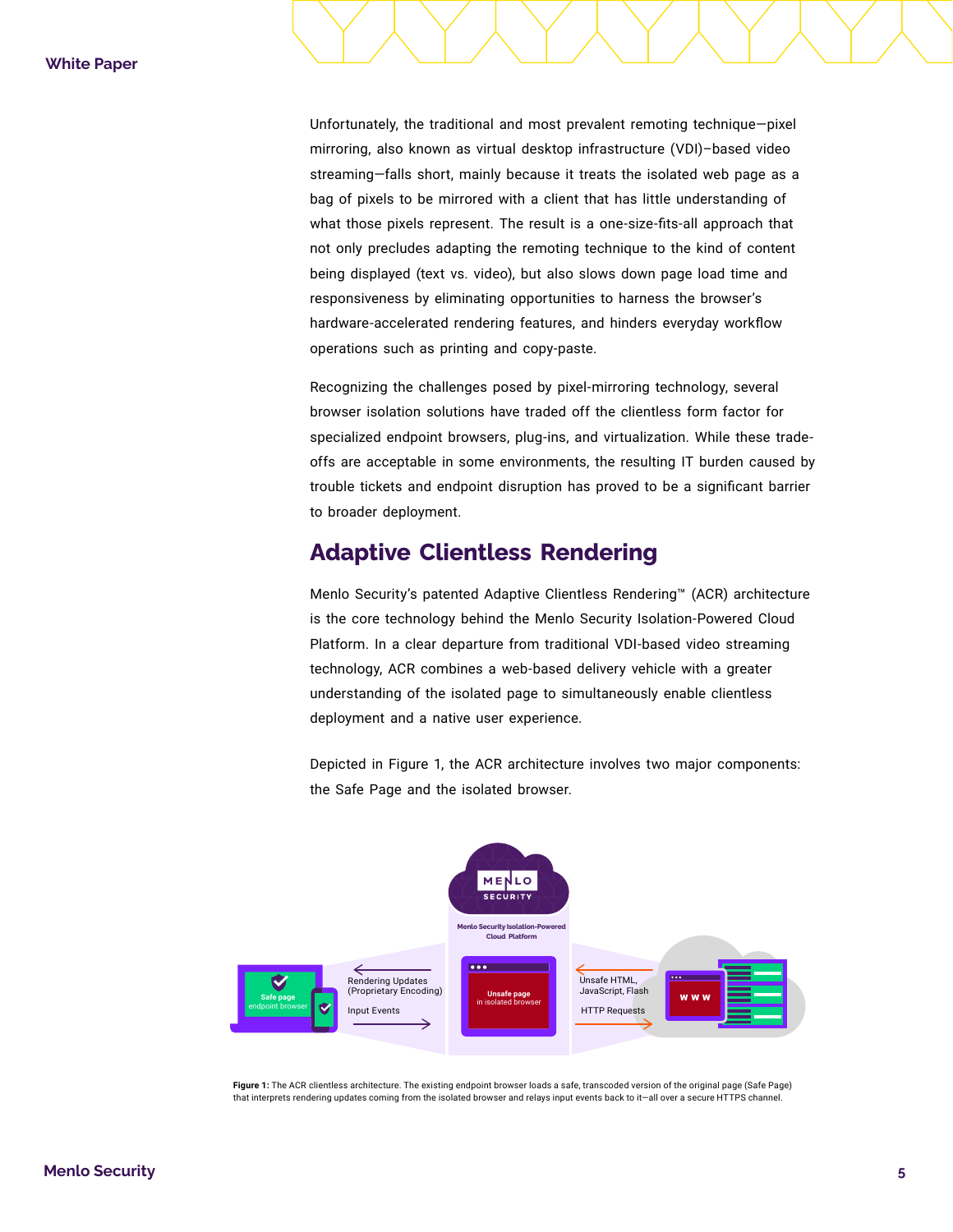Unfortunately, the traditional and most prevalent remoting technique—pixel mirroring, also known as virtual desktop infrastructure (VDI)–based video streaming—falls short, mainly because it treats the isolated web page as a bag of pixels to be mirrored with a client that has little understanding of what those pixels represent. The result is a one-size-fits-all approach that not only precludes adapting the remoting technique to the kind of content being displayed (text vs. video), but also slows down page load time and responsiveness by eliminating opportunities to harness the browser's hardware-accelerated rendering features, and hinders everyday workflow operations such as printing and copy-paste.

Recognizing the challenges posed by pixel-mirroring technology, several browser isolation solutions have traded off the clientless form factor for specialized endpoint browsers, plug-ins, and virtualization. While these trade-offs are acceptable in some environments, the resulting IT burden caused by trouble tickets and endpoint disruption has proved to be a significant barrier to broader deployment.

## Adaptive Clientless Rendering

Menlo Security's patented Adaptive Clientless Rendering™ (ACR) architecture is the core technology behind the Menlo Security Isolation-Powered Cloud Platform. In a clear departure from traditional VDI-based video streaming technology, ACR combines a web-based delivery vehicle with a greater understanding of the isolated page to simultaneously enable clientless deployment and a native user experience.

Depicted in Figure 1, the ACR architecture involves two major components: the Safe Page and the isolated browser.

**Figure 1:** The ACR clientless architecture. The existing endpoint browser loads a safe, transcoded version of the original page (Safe Page) that interprets rendering updates coming from the isolated browser and relays input events back to it—all over a secure HTTPS channel.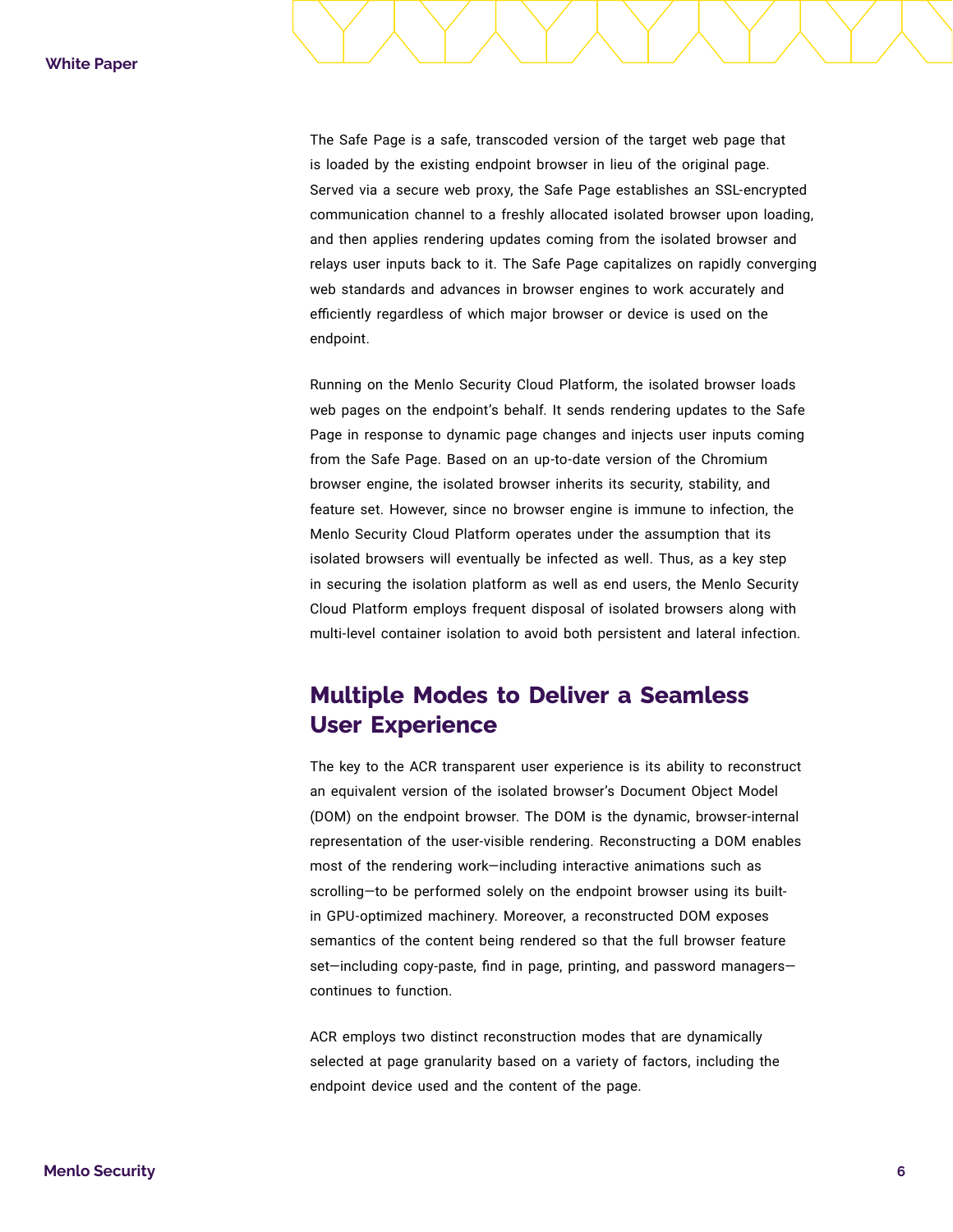The Safe Page is a safe, transcoded version of the target web page that is loaded by the existing endpoint browser in lieu of the original page. Served via a secure web proxy, the Safe Page establishes an SSL-encrypted communication channel to a freshly allocated isolated browser upon loading, and then applies rendering updates coming from the isolated browser and relays user inputs back to it. The Safe Page capitalizes on rapidly converging web standards and advances in browser engines to work accurately and efficiently regardless of which major browser or device is used on the endpoint.

Running on the Menlo Security Cloud Platform, the isolated browser loads web pages on the endpoint's behalf. It sends rendering updates to the Safe Page in response to dynamic page changes and injects user inputs coming from the Safe Page. Based on an up-to-date version of the Chromium browser engine, the isolated browser inherits its security, stability, and feature set. However, since no browser engine is immune to infection, the Menlo Security Cloud Platform operates under the assumption that its isolated browsers will eventually be infected as well. Thus, as a key step in securing the isolation platform as well as end users, the Menlo Security Cloud Platform employs frequent disposal of isolated browsers along with multi-level container isolation to avoid both persistent and lateral infection.

## Multiple Modes to Deliver a Seamless User Experience

The key to the ACR transparent user experience is its ability to reconstruct an equivalent version of the isolated browser's Document Object Model (DOM) on the endpoint browser. The DOM is the dynamic, browser-internal representation of the user-visible rendering. Reconstructing a DOM enables most of the rendering work—including interactive animations such as scrolling—to be performed solely on the endpoint browser using its built-in GPU-optimized machinery. Moreover, a reconstructed DOM exposes semantics of the content being rendered so that the full browser feature set—including copy-paste, find in page, printing, and password managers—continues to function.

ACR employs two distinct reconstruction modes that are dynamically selected at page granularity based on a variety of factors, including the endpoint device used and the content of the page.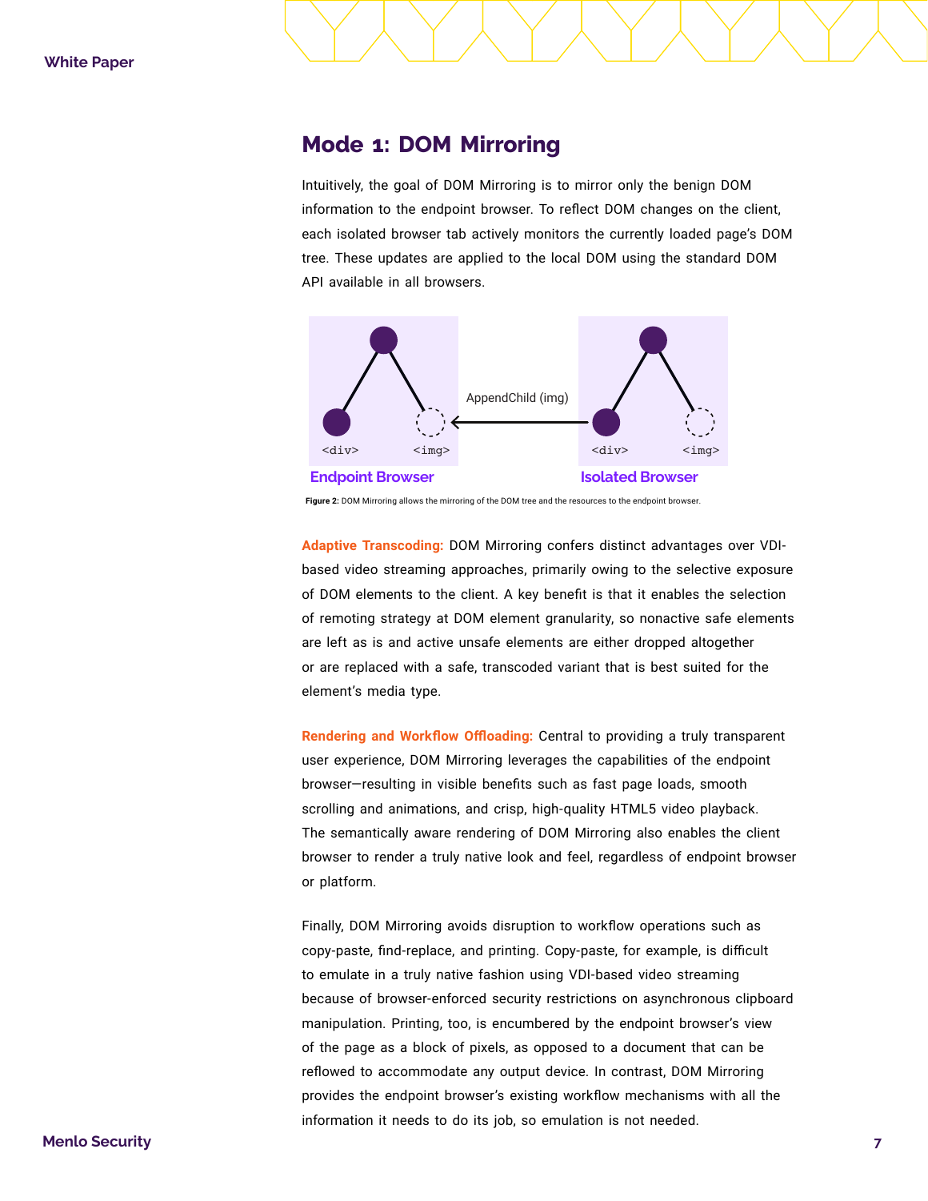## Mode 1: DOM Mirroring

Intuitively, the goal of DOM Mirroring is to mirror only the benign DOM information to the endpoint browser. To reflect DOM changes on the client, each isolated browser tab actively monitors the currently loaded page's DOM tree. These updates are applied to the local DOM using the standard DOM API available in all browsers.

**Figure 2:** DOM Mirroring allows the mirroring of the DOM tree and the resources to the endpoint browser.

**Adaptive Transcoding:** DOM Mirroring confers distinct advantages over VDI-based video streaming approaches, primarily owing to the selective exposure of DOM elements to the client. A key benefit is that it enables the selection of remoting strategy at DOM element granularity, so nonactive safe elements are left as is and active unsafe elements are either dropped altogether or are replaced with a safe, transcoded variant that is best suited for the element's media type.

**Rendering and Workflow Offloading:** Central to providing a truly transparent user experience, DOM Mirroring leverages the capabilities of the endpoint browser—resulting in visible benefits such as fast page loads, smooth scrolling and animations, and crisp, high-quality HTML5 video playback. The semantically aware rendering of DOM Mirroring also enables the client browser to render a truly native look and feel, regardless of endpoint browser or platform.

Finally, DOM Mirroring avoids disruption to workflow operations such as copy-paste, find-replace, and printing. Copy-paste, for example, is difficult to emulate in a truly native fashion using VDI-based video streaming because of browser-enforced security restrictions on asynchronous clipboard manipulation. Printing, too, is encumbered by the endpoint browser's view of the page as a block of pixels, as opposed to a document that can be reflowed to accommodate any output device. In contrast, DOM Mirroring provides the endpoint browser's existing workflow mechanisms with all the information it needs to do its job, so emulation is not needed.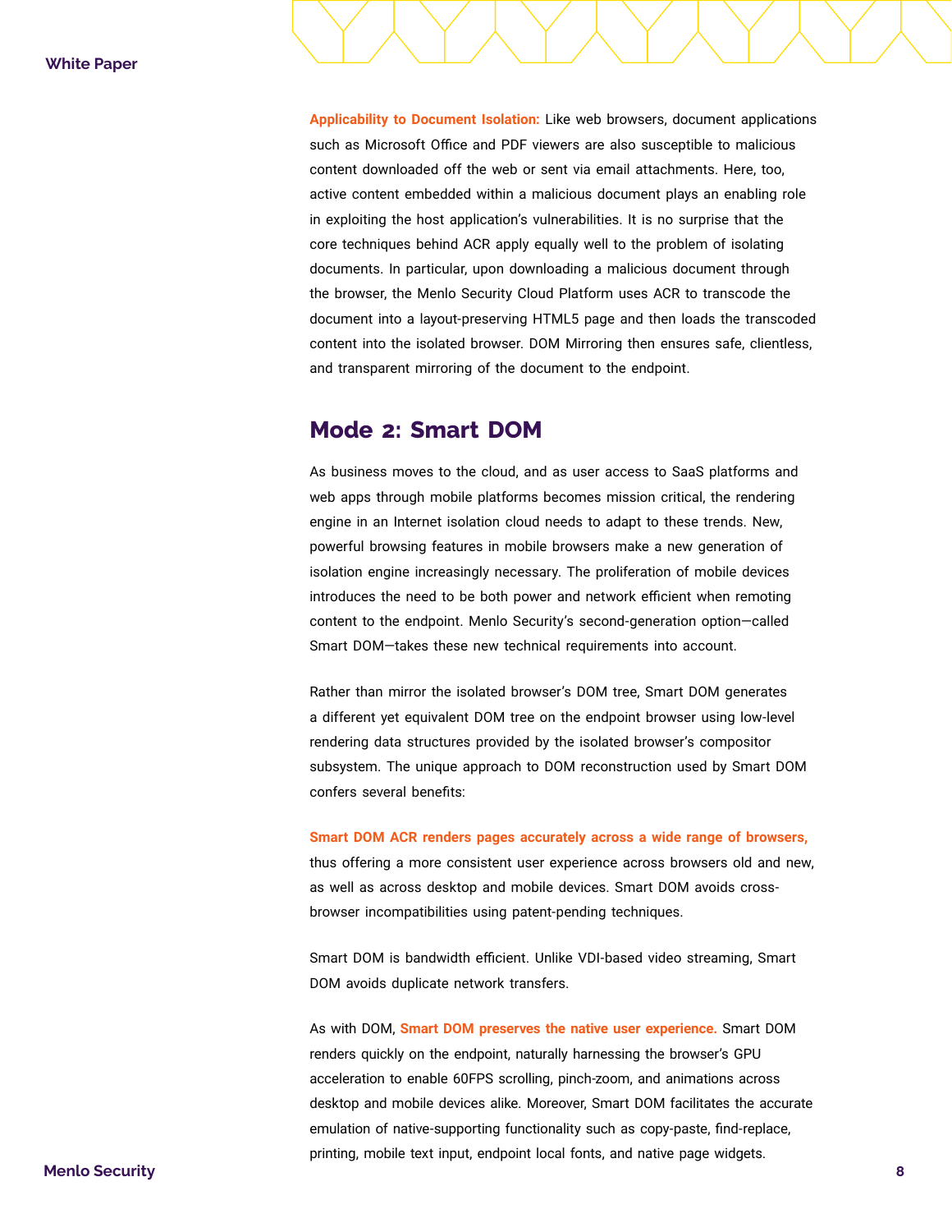**Applicability to Document Isolation:** Like web browsers, document applications such as Microsoft Office and PDF viewers are also susceptible to malicious content downloaded off the web or sent via email attachments. Here, too, active content embedded within a malicious document plays an enabling role in exploiting the host application's vulnerabilities. It is no surprise that the core techniques behind ACR apply equally well to the problem of isolating documents. In particular, upon downloading a malicious document through the browser, the Menlo Security Cloud Platform uses ACR to transcode the document into a layout-preserving HTML5 page and then loads the transcoded content into the isolated browser. DOM Mirroring then ensures safe, clientless, and transparent mirroring of the document to the endpoint.

## Mode 2: Smart DOM

As business moves to the cloud, and as user access to SaaS platforms and web apps through mobile platforms becomes mission critical, the rendering engine in an Internet isolation cloud needs to adapt to these trends. New, powerful browsing features in mobile browsers make a new generation of isolation engine increasingly necessary. The proliferation of mobile devices introduces the need to be both power and network efficient when remoting content to the endpoint. Menlo Security's second-generation option—called Smart DOM—takes these new technical requirements into account.

Rather than mirror the isolated browser's DOM tree, Smart DOM generates a different yet equivalent DOM tree on the endpoint browser using low-level rendering data structures provided by the isolated browser's compositor subsystem. The unique approach to DOM reconstruction used by Smart DOM confers several benefits:

**Smart DOM ACR renders pages accurately across a wide range of browsers,** thus offering a more consistent user experience across browsers old and new, as well as across desktop and mobile devices. Smart DOM avoids cross-browser incompatibilities using patent-pending techniques.

Smart DOM is bandwidth efficient. Unlike VDI-based video streaming, Smart DOM avoids duplicate network transfers.

As with DOM, **Smart DOM preserves the native user experience.** Smart DOM renders quickly on the endpoint, naturally harnessing the browser's GPU acceleration to enable 60FPS scrolling, pinch-zoom, and animations across desktop and mobile devices alike. Moreover, Smart DOM facilitates the accurate emulation of native-supporting functionality such as copy-paste, find-replace, printing, mobile text input, endpoint local fonts, and native page widgets.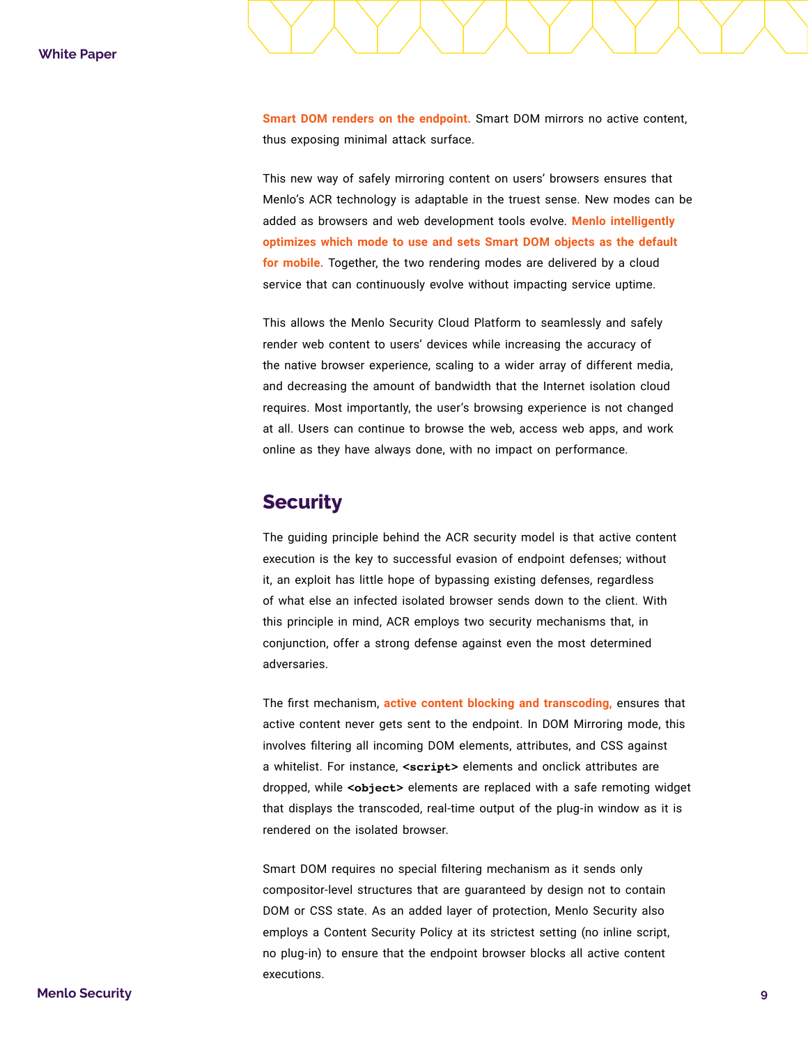**Smart DOM renders on the endpoint.** Smart DOM mirrors no active content, thus exposing minimal attack surface.

This new way of safely mirroring content on users' browsers ensures that Menlo's ACR technology is adaptable in the truest sense. New modes can be added as browsers and web development tools evolve. **Menlo intelligently optimizes which mode to use and sets Smart DOM objects as the default for mobile.** Together, the two rendering modes are delivered by a cloud service that can continuously evolve without impacting service uptime.

This allows the Menlo Security Cloud Platform to seamlessly and safely render web content to users' devices while increasing the accuracy of the native browser experience, scaling to a wider array of different media, and decreasing the amount of bandwidth that the Internet isolation cloud requires. Most importantly, the user's browsing experience is not changed at all. Users can continue to browse the web, access web apps, and work online as they have always done, with no impact on performance.

## Security

The guiding principle behind the ACR security model is that active content execution is the key to successful evasion of endpoint defenses; without it, an exploit has little hope of bypassing existing defenses, regardless of what else an infected isolated browser sends down to the client. With this principle in mind, ACR employs two security mechanisms that, in conjunction, offer a strong defense against even the most determined adversaries.

The first mechanism, **active content blocking and transcoding,** ensures that active content never gets sent to the endpoint. In DOM Mirroring mode, this involves filtering all incoming DOM elements, attributes, and CSS against a whitelist. For instance, `<script>` elements and onclick attributes are dropped, while `<object>` elements are replaced with a safe remoting widget that displays the transcoded, real-time output of the plug-in window as it is rendered on the isolated browser.

Smart DOM requires no special filtering mechanism as it sends only compositor-level structures that are guaranteed by design not to contain DOM or CSS state. As an added layer of protection, Menlo Security also employs a Content Security Policy at its strictest setting (no inline script, no plug-in) to ensure that the endpoint browser blocks all active content executions.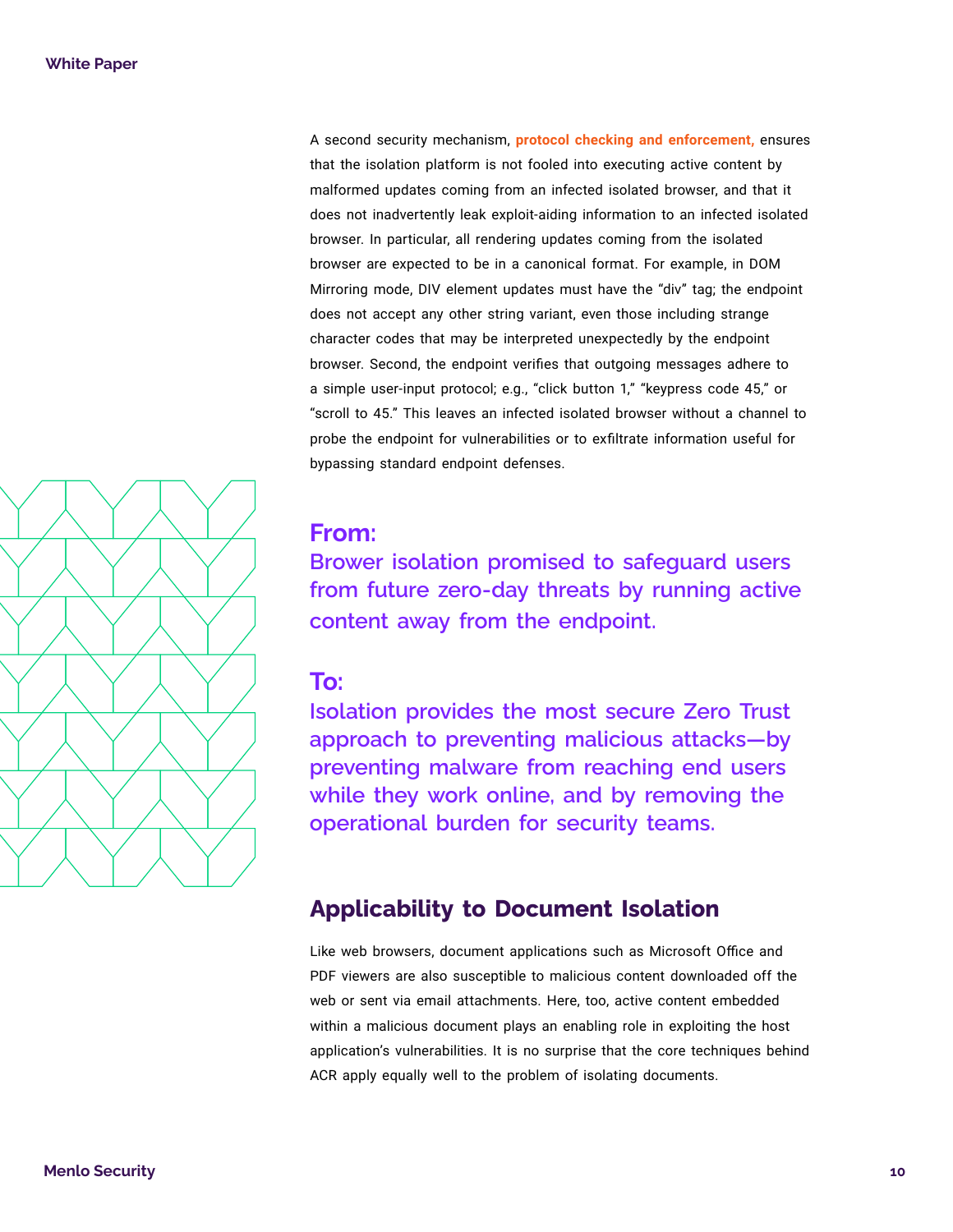A second security mechanism, **protocol checking and enforcement,** ensures that the isolation platform is not fooled into executing active content by malformed updates coming from an infected isolated browser, and that it does not inadvertently leak exploit-aiding information to an infected isolated browser. In particular, all rendering updates coming from the isolated browser are expected to be in a canonical format. For example, in DOM Mirroring mode, DIV element updates must have the "div" tag; the endpoint does not accept any other string variant, even those including strange character codes that may be interpreted unexpectedly by the endpoint browser. Second, the endpoint verifies that outgoing messages adhere to a simple user-input protocol; e.g., "click button 1," "keypress code 45," or "scroll to 45." This leaves an infected isolated browser without a channel to probe the endpoint for vulnerabilities or to exfiltrate information useful for bypassing standard endpoint defenses.

**From:**

**Brower isolation promised to safeguard users from future zero-day threats by running active content away from the endpoint.**

**To:**

**Isolation provides the most secure Zero Trust approach to preventing malicious attacks—by preventing malware from reaching end users while they work online, and by removing the operational burden for security teams.**

## Applicability to Document Isolation

Like web browsers, document applications such as Microsoft Office and PDF viewers are also susceptible to malicious content downloaded off the web or sent via email attachments. Here, too, active content embedded within a malicious document plays an enabling role in exploiting the host application's vulnerabilities. It is no surprise that the core techniques behind ACR apply equally well to the problem of isolating documents.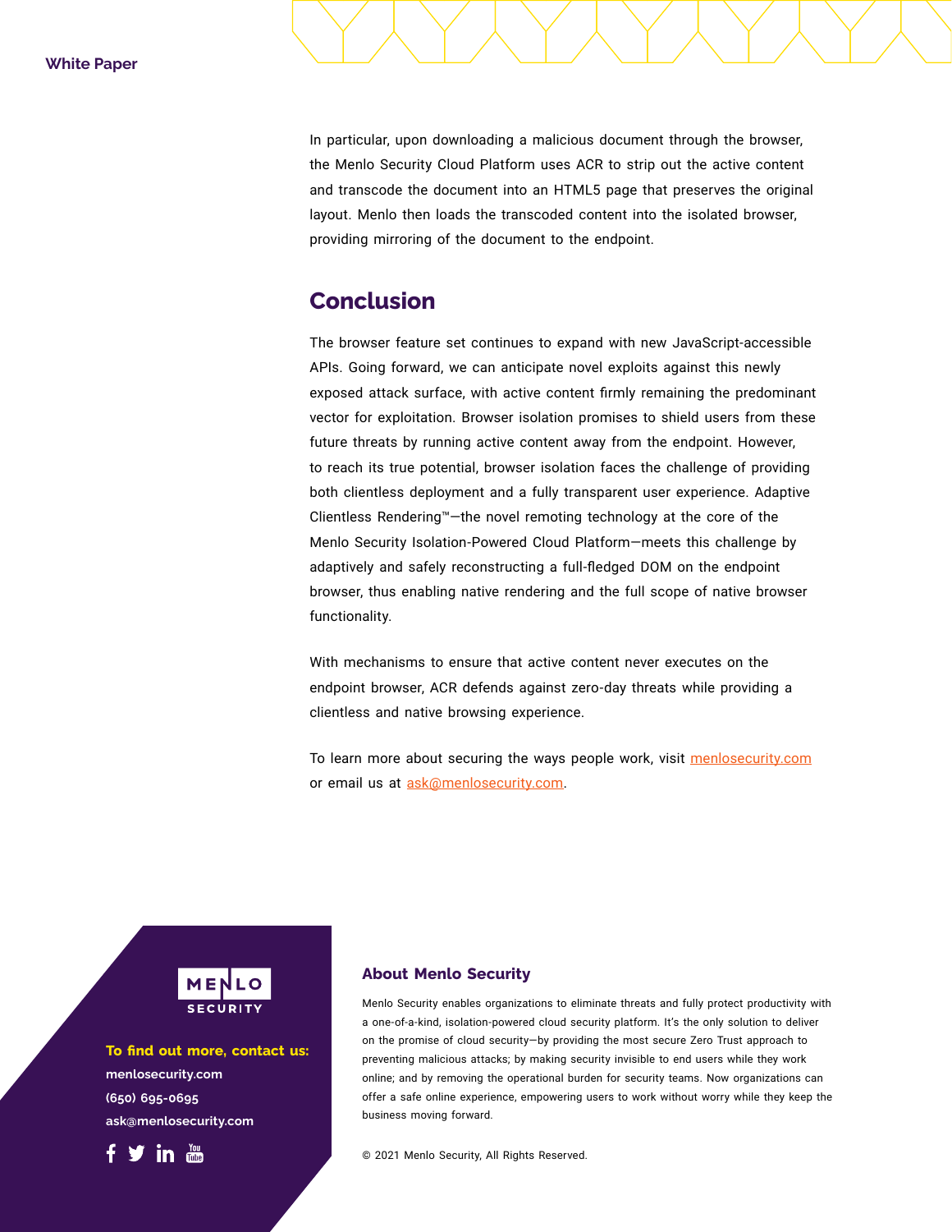In particular, upon downloading a malicious document through the browser, the Menlo Security Cloud Platform uses ACR to strip out the active content and transcode the document into an HTML5 page that preserves the original layout. Menlo then loads the transcoded content into the isolated browser, providing mirroring of the document to the endpoint.

## Conclusion

The browser feature set continues to expand with new JavaScript-accessible APIs. Going forward, we can anticipate novel exploits against this newly exposed attack surface, with active content firmly remaining the predominant vector for exploitation. Browser isolation promises to shield users from these future threats by running active content away from the endpoint. However, to reach its true potential, browser isolation faces the challenge of providing both clientless deployment and a fully transparent user experience. Adaptive Clientless Rendering™—the novel remoting technology at the core of the Menlo Security Isolation-Powered Cloud Platform—meets this challenge by adaptively and safely reconstructing a full-fledged DOM on the endpoint browser, thus enabling native rendering and the full scope of native browser functionality.

With mechanisms to ensure that active content never executes on the endpoint browser, ACR defends against zero-day threats while providing a clientless and native browsing experience.

To learn more about securing the ways people work, visit menlosecurity.com or email us at ask@menlosecurity.com.

MENLO SECURITY

**To find out more, contact us:**

menlosecurity.com
(650) 695-0695
ask@menlosecurity.com

### About Menlo Security

Menlo Security enables organizations to eliminate threats and fully protect productivity with a one-of-a-kind, isolation-powered cloud security platform. It's the only solution to deliver on the promise of cloud security—by providing the most secure Zero Trust approach to preventing malicious attacks; by making security invisible to end users while they work online; and by removing the operational burden for security teams. Now organizations can offer a safe online experience, empowering users to work without worry while they keep the business moving forward.

© 2021 Menlo Security, All Rights Reserved.